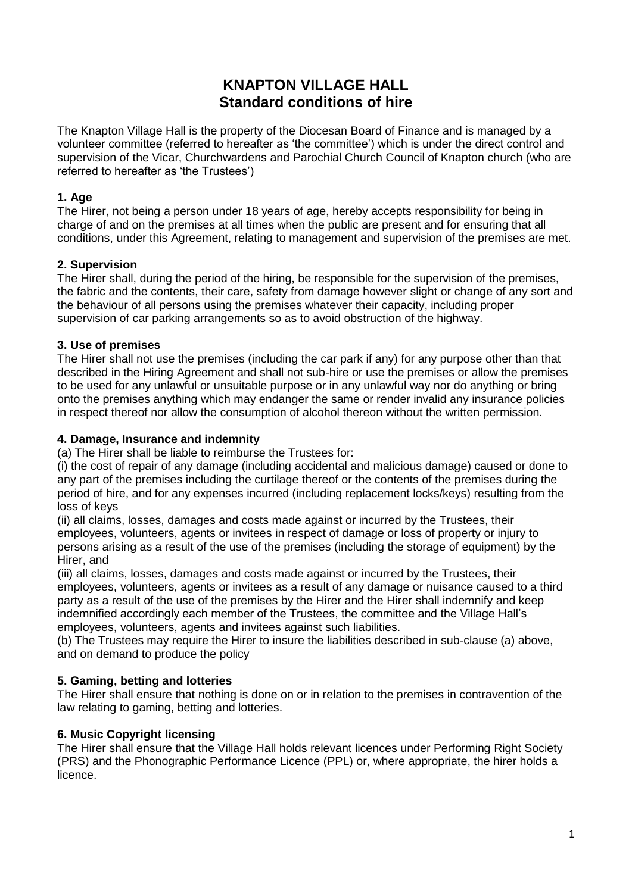# KNAPTON VILLAGE HALL
# Standard conditions of hire

The Knapton Village Hall is the property of the Diocesan Board of Finance and is managed by a volunteer committee (referred to hereafter as 'the committee') which is under the direct control and supervision of the Vicar, Churchwardens and Parochial Church Council of Knapton church (who are referred to hereafter as 'the Trustees')

### 1. Age

The Hirer, not being a person under 18 years of age, hereby accepts responsibility for being in charge of and on the premises at all times when the public are present and for ensuring that all conditions, under this Agreement, relating to management and supervision of the premises are met.

### 2. Supervision

The Hirer shall, during the period of the hiring, be responsible for the supervision of the premises, the fabric and the contents, their care, safety from damage however slight or change of any sort and the behaviour of all persons using the premises whatever their capacity, including proper supervision of car parking arrangements so as to avoid obstruction of the highway.

### 3. Use of premises

The Hirer shall not use the premises (including the car park if any) for any purpose other than that described in the Hiring Agreement and shall not sub-hire or use the premises or allow the premises to be used for any unlawful or unsuitable purpose or in any unlawful way nor do anything or bring onto the premises anything which may endanger the same or render invalid any insurance policies in respect thereof nor allow the consumption of alcohol thereon without the written permission.

### 4. Damage, Insurance and indemnity

(a) The Hirer shall be liable to reimburse the Trustees for:

(i) the cost of repair of any damage (including accidental and malicious damage) caused or done to any part of the premises including the curtilage thereof or the contents of the premises during the period of hire, and for any expenses incurred (including replacement locks/keys) resulting from the loss of keys

(ii) all claims, losses, damages and costs made against or incurred by the Trustees, their employees, volunteers, agents or invitees in respect of damage or loss of property or injury to persons arising as a result of the use of the premises (including the storage of equipment) by the Hirer, and

(iii) all claims, losses, damages and costs made against or incurred by the Trustees, their employees, volunteers, agents or invitees as a result of any damage or nuisance caused to a third party as a result of the use of the premises by the Hirer and the Hirer shall indemnify and keep indemnified accordingly each member of the Trustees, the committee and the Village Hall's employees, volunteers, agents and invitees against such liabilities.

(b) The Trustees may require the Hirer to insure the liabilities described in sub-clause (a) above, and on demand to produce the policy

### 5. Gaming, betting and lotteries

The Hirer shall ensure that nothing is done on or in relation to the premises in contravention of the law relating to gaming, betting and lotteries.

### 6. Music Copyright licensing

The Hirer shall ensure that the Village Hall holds relevant licences under Performing Right Society (PRS) and the Phonographic Performance Licence (PPL) or, where appropriate, the hirer holds a licence.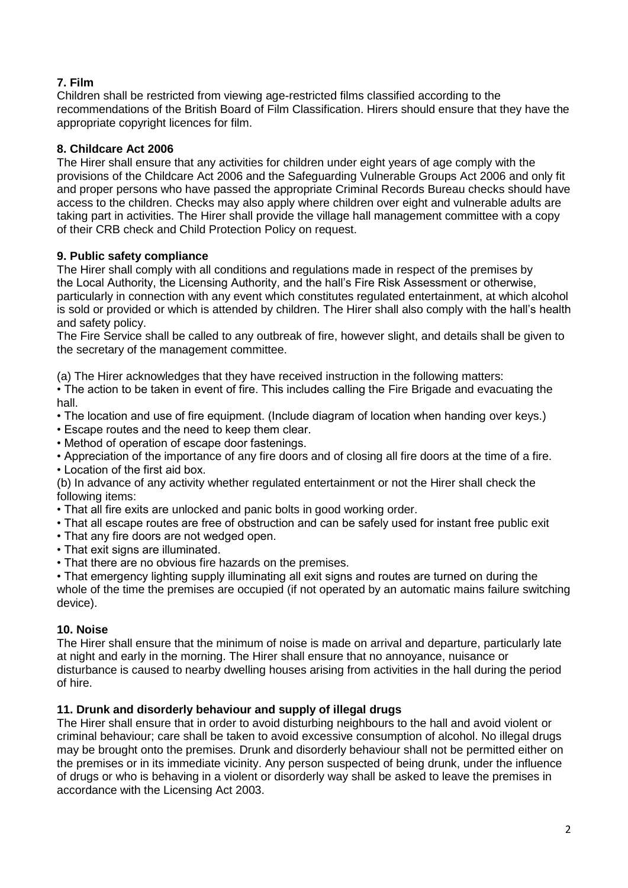**7. Film**

Children shall be restricted from viewing age-restricted films classified according to the recommendations of the British Board of Film Classification. Hirers should ensure that they have the appropriate copyright licences for film.

**8. Childcare Act 2006**

The Hirer shall ensure that any activities for children under eight years of age comply with the provisions of the Childcare Act 2006 and the Safeguarding Vulnerable Groups Act 2006 and only fit and proper persons who have passed the appropriate Criminal Records Bureau checks should have access to the children. Checks may also apply where children over eight and vulnerable adults are taking part in activities. The Hirer shall provide the village hall management committee with a copy of their CRB check and Child Protection Policy on request.

**9. Public safety compliance**

The Hirer shall comply with all conditions and regulations made in respect of the premises by the Local Authority, the Licensing Authority, and the hall's Fire Risk Assessment or otherwise, particularly in connection with any event which constitutes regulated entertainment, at which alcohol is sold or provided or which is attended by children. The Hirer shall also comply with the hall's health and safety policy.

The Fire Service shall be called to any outbreak of fire, however slight, and details shall be given to the secretary of the management committee.

(a) The Hirer acknowledges that they have received instruction in the following matters:

- The action to be taken in event of fire. This includes calling the Fire Brigade and evacuating the hall.
- The location and use of fire equipment. (Include diagram of location when handing over keys.)
- Escape routes and the need to keep them clear.
- Method of operation of escape door fastenings.
- Appreciation of the importance of any fire doors and of closing all fire doors at the time of a fire.
- Location of the first aid box.

(b) In advance of any activity whether regulated entertainment or not the Hirer shall check the following items:

- That all fire exits are unlocked and panic bolts in good working order.
- That all escape routes are free of obstruction and can be safely used for instant free public exit
- That any fire doors are not wedged open.
- That exit signs are illuminated.
- That there are no obvious fire hazards on the premises.
- That emergency lighting supply illuminating all exit signs and routes are turned on during the whole of the time the premises are occupied (if not operated by an automatic mains failure switching device).

**10. Noise**

The Hirer shall ensure that the minimum of noise is made on arrival and departure, particularly late at night and early in the morning. The Hirer shall ensure that no annoyance, nuisance or disturbance is caused to nearby dwelling houses arising from activities in the hall during the period of hire.

**11. Drunk and disorderly behaviour and supply of illegal drugs**

The Hirer shall ensure that in order to avoid disturbing neighbours to the hall and avoid violent or criminal behaviour; care shall be taken to avoid excessive consumption of alcohol. No illegal drugs may be brought onto the premises. Drunk and disorderly behaviour shall not be permitted either on the premises or in its immediate vicinity. Any person suspected of being drunk, under the influence of drugs or who is behaving in a violent or disorderly way shall be asked to leave the premises in accordance with the Licensing Act 2003.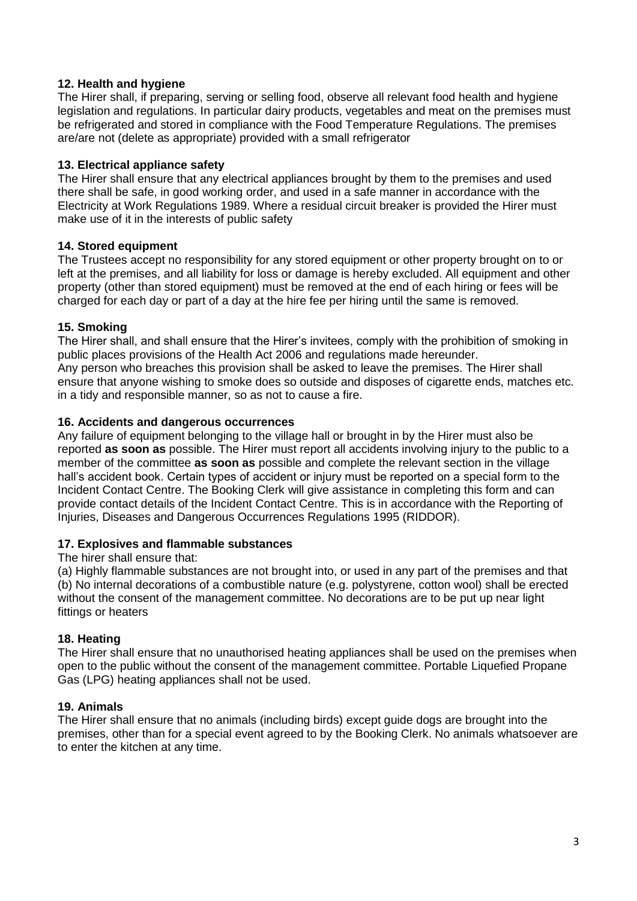**12. Health and hygiene**

The Hirer shall, if preparing, serving or selling food, observe all relevant food health and hygiene legislation and regulations. In particular dairy products, vegetables and meat on the premises must be refrigerated and stored in compliance with the Food Temperature Regulations. The premises are/are not (delete as appropriate) provided with a small refrigerator

**13. Electrical appliance safety**

The Hirer shall ensure that any electrical appliances brought by them to the premises and used there shall be safe, in good working order, and used in a safe manner in accordance with the Electricity at Work Regulations 1989. Where a residual circuit breaker is provided the Hirer must make use of it in the interests of public safety

**14. Stored equipment**

The Trustees accept no responsibility for any stored equipment or other property brought on to or left at the premises, and all liability for loss or damage is hereby excluded. All equipment and other property (other than stored equipment) must be removed at the end of each hiring or fees will be charged for each day or part of a day at the hire fee per hiring until the same is removed.

**15. Smoking**

The Hirer shall, and shall ensure that the Hirer's invitees, comply with the prohibition of smoking in public places provisions of the Health Act 2006 and regulations made hereunder.
Any person who breaches this provision shall be asked to leave the premises. The Hirer shall ensure that anyone wishing to smoke does so outside and disposes of cigarette ends, matches etc. in a tidy and responsible manner, so as not to cause a fire.

**16. Accidents and dangerous occurrences**

Any failure of equipment belonging to the village hall or brought in by the Hirer must also be reported **as soon as** possible. The Hirer must report all accidents involving injury to the public to a member of the committee **as soon as** possible and complete the relevant section in the village hall's accident book. Certain types of accident or injury must be reported on a special form to the Incident Contact Centre. The Booking Clerk will give assistance in completing this form and can provide contact details of the Incident Contact Centre. This is in accordance with the Reporting of Injuries, Diseases and Dangerous Occurrences Regulations 1995 (RIDDOR).

**17. Explosives and flammable substances**

The hirer shall ensure that:

(a) Highly flammable substances are not brought into, or used in any part of the premises and that
(b) No internal decorations of a combustible nature (e.g. polystyrene, cotton wool) shall be erected without the consent of the management committee. No decorations are to be put up near light fittings or heaters

**18. Heating**

The Hirer shall ensure that no unauthorised heating appliances shall be used on the premises when open to the public without the consent of the management committee. Portable Liquefied Propane Gas (LPG) heating appliances shall not be used.

**19. Animals**

The Hirer shall ensure that no animals (including birds) except guide dogs are brought into the premises, other than for a special event agreed to by the Booking Clerk. No animals whatsoever are to enter the kitchen at any time.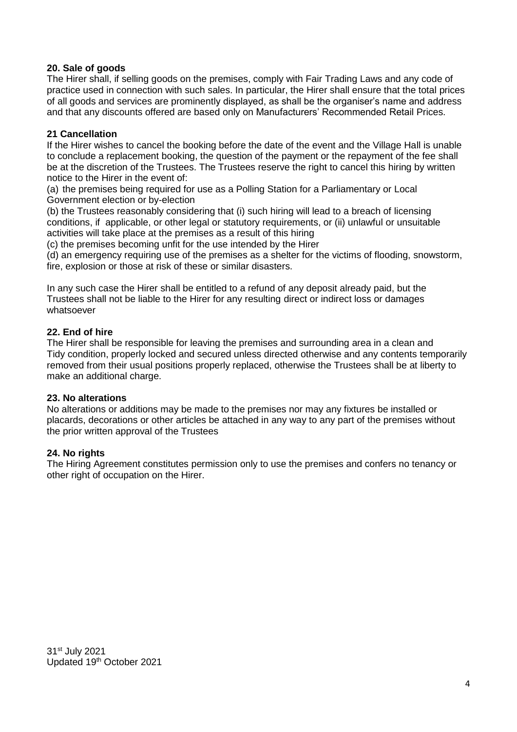**20. Sale of goods**

The Hirer shall, if selling goods on the premises, comply with Fair Trading Laws and any code of practice used in connection with such sales. In particular, the Hirer shall ensure that the total prices of all goods and services are prominently displayed, as shall be the organiser's name and address and that any discounts offered are based only on Manufacturers' Recommended Retail Prices.

**21 Cancellation**

If the Hirer wishes to cancel the booking before the date of the event and the Village Hall is unable to conclude a replacement booking, the question of the payment or the repayment of the fee shall be at the discretion of the Trustees. The Trustees reserve the right to cancel this hiring by written notice to the Hirer in the event of:

(a) the premises being required for use as a Polling Station for a Parliamentary or Local Government election or by-election

(b) the Trustees reasonably considering that (i) such hiring will lead to a breach of licensing conditions, if applicable, or other legal or statutory requirements, or (ii) unlawful or unsuitable activities will take place at the premises as a result of this hiring

(c) the premises becoming unfit for the use intended by the Hirer

(d) an emergency requiring use of the premises as a shelter for the victims of flooding, snowstorm, fire, explosion or those at risk of these or similar disasters.

In any such case the Hirer shall be entitled to a refund of any deposit already paid, but the Trustees shall not be liable to the Hirer for any resulting direct or indirect loss or damages whatsoever

**22. End of hire**

The Hirer shall be responsible for leaving the premises and surrounding area in a clean and Tidy condition, properly locked and secured unless directed otherwise and any contents temporarily removed from their usual positions properly replaced, otherwise the Trustees shall be at liberty to make an additional charge.

**23. No alterations**

No alterations or additions may be made to the premises nor may any fixtures be installed or placards, decorations or other articles be attached in any way to any part of the premises without the prior written approval of the Trustees

**24. No rights**

The Hiring Agreement constitutes permission only to use the premises and confers no tenancy or other right of occupation on the Hirer.

31st July 2021
Updated 19th October 2021